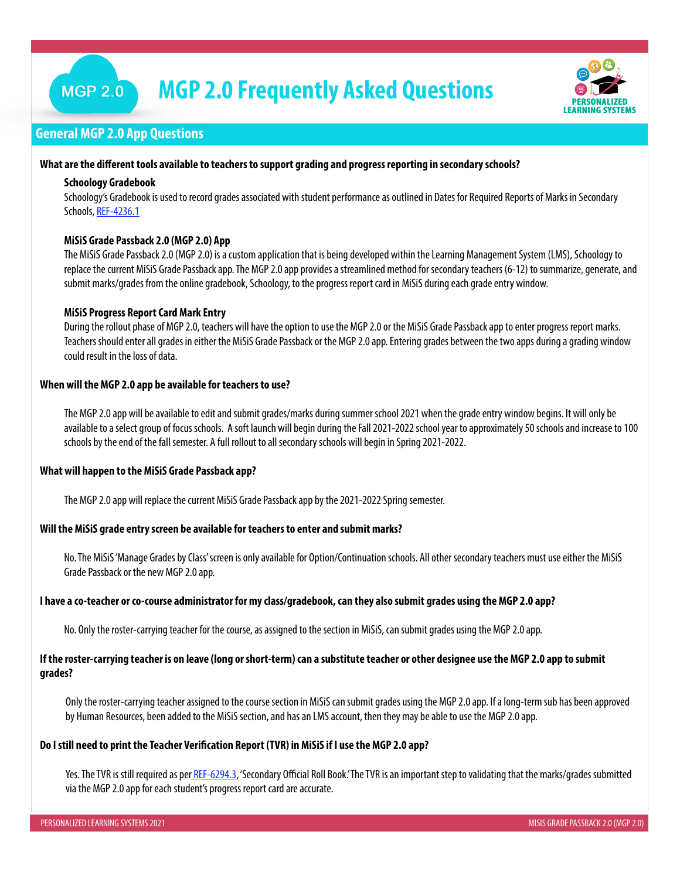# MGP 2.0 Frequently Asked Questions

## General MGP 2.0 App Questions

**What are the different tools available to teachers to support grading and progress reporting in secondary schools?**

**Schoology Gradebook**

Schoology's Gradebook is used to record grades associated with student performance as outlined in Dates for Required Reports of Marks in Secondary Schools, REF-4236.1

**MiSiS Grade Passback 2.0 (MGP 2.0) App**

The MiSiS Grade Passback 2.0 (MGP 2.0) is a custom application that is being developed within the Learning Management System (LMS), Schoology to replace the current MiSiS Grade Passback app. The MGP 2.0 app provides a streamlined method for secondary teachers (6-12) to summarize, generate, and submit marks/grades from the online gradebook, Schoology, to the progress report card in MiSiS during each grade entry window.

**MiSiS Progress Report Card Mark Entry**

During the rollout phase of MGP 2.0, teachers will have the option to use the MGP 2.0 or the MiSiS Grade Passback app to enter progress report marks. Teachers should enter all grades in either the MiSiS Grade Passback or the MGP 2.0 app. Entering grades between the two apps during a grading window could result in the loss of data.

**When will the MGP 2.0 app be available for teachers to use?**

The MGP 2.0 app will be available to edit and submit grades/marks during summer school 2021 when the grade entry window begins. It will only be available to a select group of focus schools. A soft launch will begin during the Fall 2021-2022 school year to approximately 50 schools and increase to 100 schools by the end of the fall semester. A full rollout to all secondary schools will begin in Spring 2021-2022.

**What will happen to the MiSiS Grade Passback app?**

The MGP 2.0 app will replace the current MiSiS Grade Passback app by the 2021-2022 Spring semester.

**Will the MiSiS grade entry screen be available for teachers to enter and submit marks?**

No. The MiSiS 'Manage Grades by Class' screen is only available for Option/Continuation schools. All other secondary teachers must use either the MiSiS Grade Passback or the new MGP 2.0 app.

**I have a co-teacher or co-course administrator for my class/gradebook, can they also submit grades using the MGP 2.0 app?**

No. Only the roster-carrying teacher for the course, as assigned to the section in MiSiS, can submit grades using the MGP 2.0 app.

**If the roster-carrying teacher is on leave (long or short-term) can a substitute teacher or other designee use the MGP 2.0 app to submit grades?**

Only the roster-carrying teacher assigned to the course section in MiSiS can submit grades using the MGP 2.0 app. If a long-term sub has been approved by Human Resources, been added to the MiSiS section, and has an LMS account, then they may be able to use the MGP 2.0 app.

**Do I still need to print the Teacher Verification Report (TVR) in MiSiS if I use the MGP 2.0 app?**

Yes. The TVR is still required as per REF-6294.3, 'Secondary Official Roll Book.' The TVR is an important step to validating that the marks/grades submitted via the MGP 2.0 app for each student's progress report card are accurate.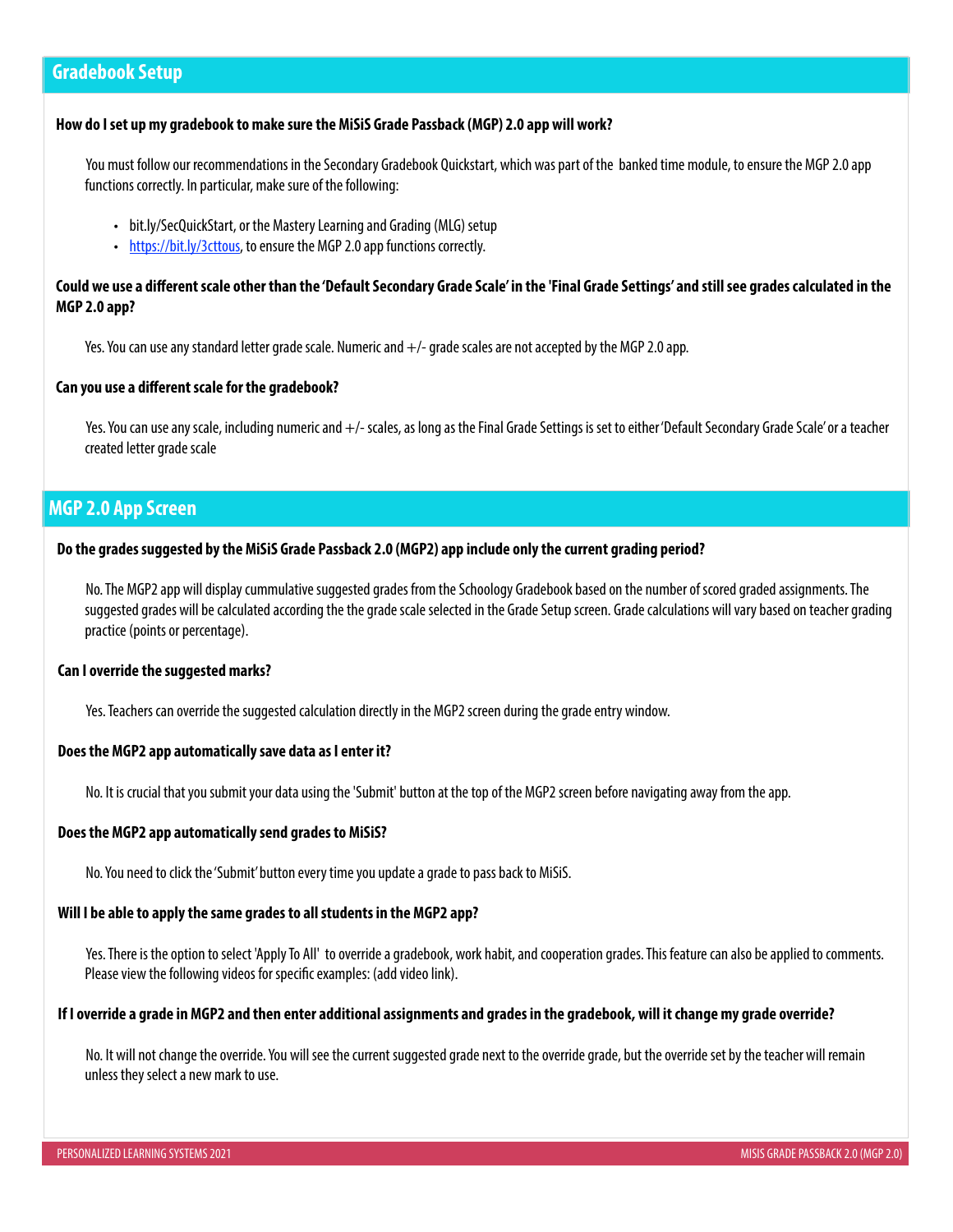## Gradebook Setup

**How do I set up my gradebook to make sure the MiSiS Grade Passback (MGP) 2.0 app will work?**

You must follow our recommendations in the Secondary Gradebook Quickstart, which was part of the  banked time module, to ensure the MGP 2.0 app functions correctly. In particular, make sure of the following:

- bit.ly/SecQuickStart, or the Mastery Learning and Grading (MLG) setup
- [https://bit.ly/3cttous](https://bit.ly/3cttous), to ensure the MGP 2.0 app functions correctly.

**Could we use a different scale other than the 'Default Secondary Grade Scale' in the 'Final Grade Settings' and still see grades calculated in the MGP 2.0 app?**

Yes. You can use any standard letter grade scale. Numeric and +/- grade scales are not accepted by the MGP 2.0 app.

**Can you use a different scale for the gradebook?**

Yes. You can use any scale, including numeric and +/- scales, as long as the Final Grade Settings is set to either 'Default Secondary Grade Scale' or a teacher created letter grade scale

## MGP 2.0 App Screen

**Do the grades suggested by the MiSiS Grade Passback 2.0 (MGP2) app include only the current grading period?**

No. The MGP2 app will display cummulative suggested grades from the Schoology Gradebook based on the number of scored graded assignments. The suggested grades will be calculated according the the grade scale selected in the Grade Setup screen. Grade calculations will vary based on teacher grading practice (points or percentage).

**Can I override the suggested marks?**

Yes. Teachers can override the suggested calculation directly in the MGP2 screen during the grade entry window.

**Does the MGP2 app automatically save data as I enter it?**

No. It is crucial that you submit your data using the 'Submit' button at the top of the MGP2 screen before navigating away from the app.

**Does the MGP2 app automatically send grades to MiSiS?**

No. You need to click the 'Submit' button every time you update a grade to pass back to MiSiS.

**Will I be able to apply the same grades to all students in the MGP2 app?**

Yes. There is the option to select 'Apply To All'  to override a gradebook, work habit, and cooperation grades. This feature can also be applied to comments. Please view the following videos for specific examples: (add video link).

**If I override a grade in MGP2 and then enter additional assignments and grades in the gradebook, will it change my grade override?**

No. It will not change the override. You will see the current suggested grade next to the override grade, but the override set by the teacher will remain unless they select a new mark to use.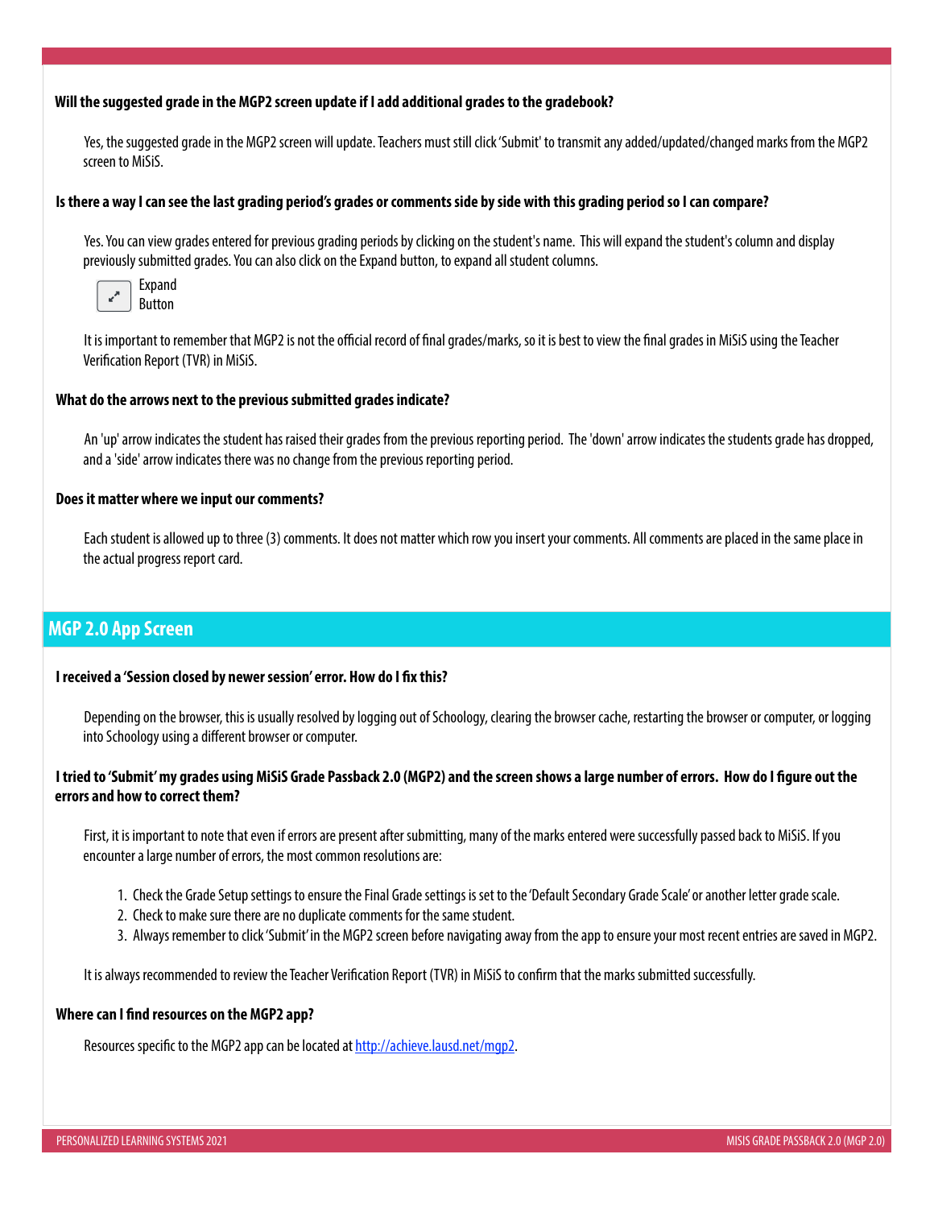**Will the suggested grade in the MGP2 screen update if I add additional grades to the gradebook?**

Yes, the suggested grade in the MGP2 screen will update. Teachers must still click 'Submit' to transmit any added/updated/changed marks from the MGP2 screen to MiSiS.

**Is there a way I can see the last grading period's grades or comments side by side with this grading period so I can compare?**

Yes. You can view grades entered for previous grading periods by clicking on the student's name. This will expand the student's column and display previously submitted grades. You can also click on the Expand button, to expand all student columns.

Expand Button

It is important to remember that MGP2 is not the official record of final grades/marks, so it is best to view the final grades in MiSiS using the Teacher Verification Report (TVR) in MiSiS.

**What do the arrows next to the previous submitted grades indicate?**

An 'up' arrow indicates the student has raised their grades from the previous reporting period. The 'down' arrow indicates the students grade has dropped, and a 'side' arrow indicates there was no change from the previous reporting period.

**Does it matter where we input our comments?**

Each student is allowed up to three (3) comments. It does not matter which row you insert your comments. All comments are placed in the same place in the actual progress report card.

## MGP 2.0 App Screen

**I received a 'Session closed by newer session' error. How do I fix this?**

Depending on the browser, this is usually resolved by logging out of Schoology, clearing the browser cache, restarting the browser or computer, or logging into Schoology using a different browser or computer.

**I tried to 'Submit' my grades using MiSiS Grade Passback 2.0 (MGP2) and the screen shows a large number of errors. How do I figure out the errors and how to correct them?**

First, it is important to note that even if errors are present after submitting, many of the marks entered were successfully passed back to MiSiS. If you encounter a large number of errors, the most common resolutions are:

1. Check the Grade Setup settings to ensure the Final Grade settings is set to the 'Default Secondary Grade Scale' or another letter grade scale.
2. Check to make sure there are no duplicate comments for the same student.
3. Always remember to click 'Submit' in the MGP2 screen before navigating away from the app to ensure your most recent entries are saved in MGP2.

It is always recommended to review the Teacher Verification Report (TVR) in MiSiS to confirm that the marks submitted successfully.

**Where can I find resources on the MGP2 app?**

Resources specific to the MGP2 app can be located at [http://achieve.lausd.net/mgp2](http://achieve.lausd.net/mgp2).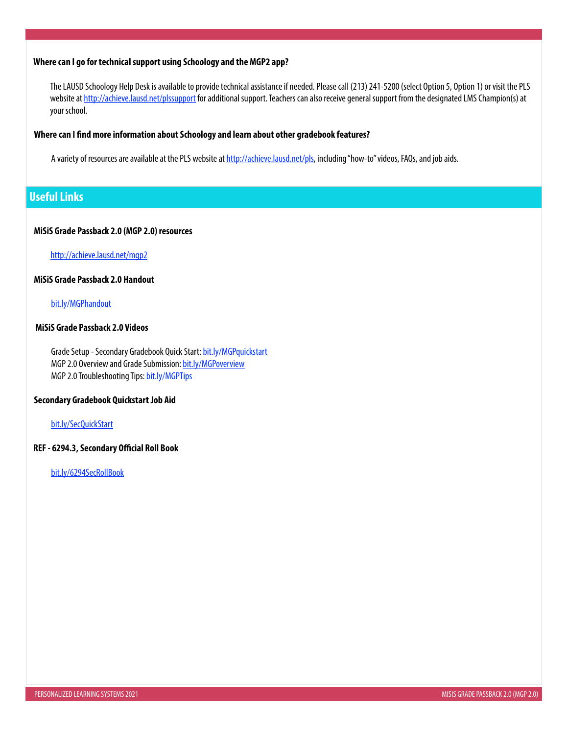**Where can I go for technical support using Schoology and the MGP2 app?**

The LAUSD Schoology Help Desk is available to provide technical assistance if needed. Please call (213) 241-5200 (select Option 5, Option 1) or visit the PLS website at http://achieve.lausd.net/plssupport for additional support. Teachers can also receive general support from the designated LMS Champion(s) at your school.

**Where can I find more information about Schoology and learn about other gradebook features?**

A variety of resources are available at the PLS website at http://achieve.lausd.net/pls, including "how-to" videos, FAQs, and job aids.

## Useful Links

**MiSiS Grade Passback 2.0 (MGP 2.0) resources**

http://achieve.lausd.net/mgp2

**MiSiS Grade Passback 2.0 Handout**

bit.ly/MGPhandout

**MiSiS Grade Passback 2.0 Videos**

Grade Setup - Secondary Gradebook Quick Start: bit.ly/MGPquickstart
MGP 2.0 Overview and Grade Submission: bit.ly/MGPoverview
MGP 2.0 Troubleshooting Tips: bit.ly/MGPTips

**Secondary Gradebook Quickstart Job Aid**

bit.ly/SecQuickStart

**REF - 6294.3, Secondary Official Roll Book**

bit.ly/6294SecRollBook